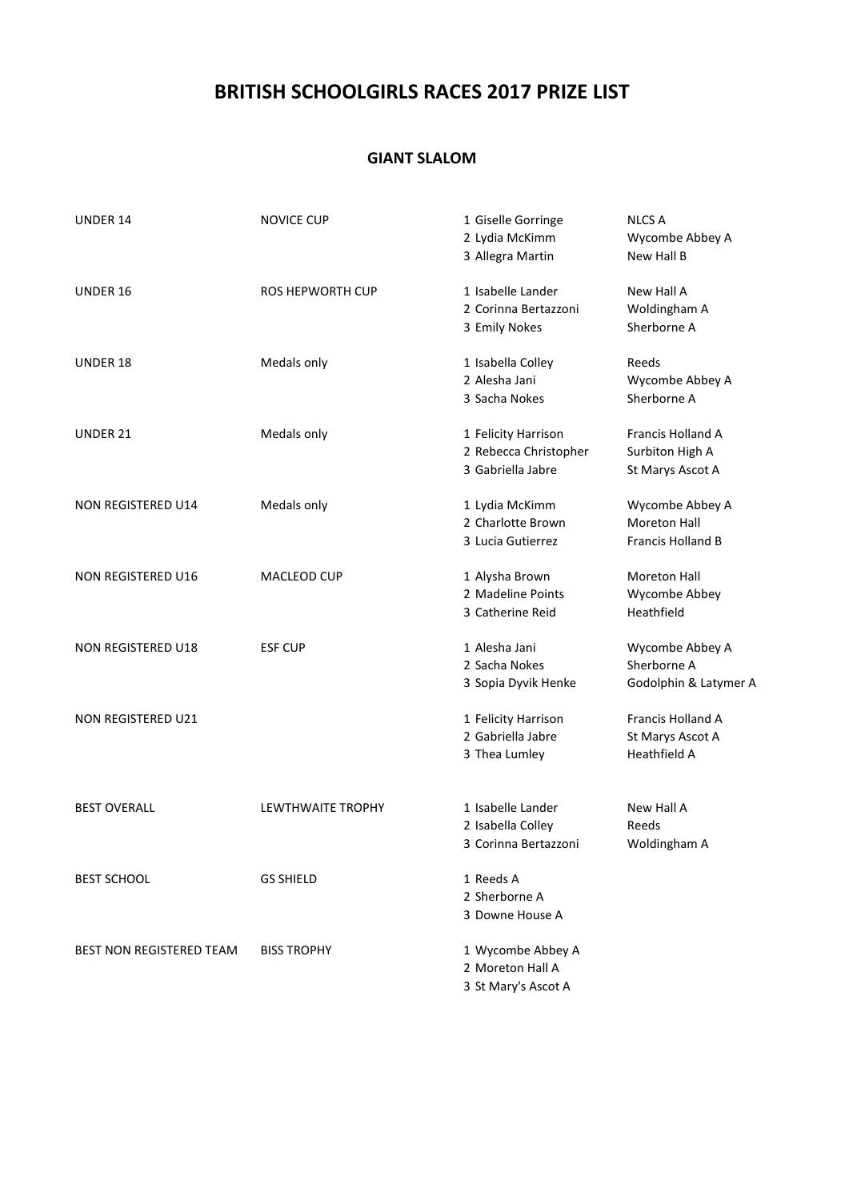# BRITISH SCHOOLGIRLS RACES 2017 PRIZE LIST

## GIANT SLALOM

| Category | Prize | Place | School |
|---|---|---|---|
| UNDER 14 | NOVICE CUP | 1 Giselle Gorringe | NLCS A |
| | | 2 Lydia McKimm | Wycombe Abbey A |
| | | 3 Allegra Martin | New Hall B |
| UNDER 16 | ROS HEPWORTH CUP | 1 Isabelle Lander | New Hall A |
| | | 2 Corinna Bertazzoni | Woldingham A |
| | | 3 Emily Nokes | Sherborne A |
| UNDER 18 | Medals only | 1 Isabella Colley | Reeds |
| | | 2 Alesha Jani | Wycombe Abbey A |
| | | 3 Sacha Nokes | Sherborne A |
| UNDER 21 | Medals only | 1 Felicity Harrison | Francis Holland A |
| | | 2 Rebecca Christopher | Surbiton High A |
| | | 3 Gabriella Jabre | St Marys Ascot A |
| NON REGISTERED U14 | Medals only | 1 Lydia McKimm | Wycombe Abbey A |
| | | 2 Charlotte Brown | Moreton Hall |
| | | 3 Lucia Gutierrez | Francis Holland B |
| NON REGISTERED U16 | MACLEOD CUP | 1 Alysha Brown | Moreton Hall |
| | | 2 Madeline Points | Wycombe Abbey |
| | | 3 Catherine Reid | Heathfield |
| NON REGISTERED U18 | ESF CUP | 1 Alesha Jani | Wycombe Abbey A |
| | | 2 Sacha Nokes | Sherborne A |
| | | 3 Sopia Dyvik Henke | Godolphin & Latymer A |
| NON REGISTERED U21 | | 1 Felicity Harrison | Francis Holland A |
| | | 2 Gabriella Jabre | St Marys Ascot A |
| | | 3 Thea Lumley | Heathfield A |
| BEST OVERALL | LEWTHWAITE TROPHY | 1 Isabelle Lander | New Hall A |
| | | 2 Isabella Colley | Reeds |
| | | 3 Corinna Bertazzoni | Woldingham A |
| BEST SCHOOL | GS SHIELD | 1 Reeds A | |
| | | 2 Sherborne A | |
| | | 3 Downe House A | |
| BEST NON REGISTERED TEAM | BISS TROPHY | 1 Wycombe Abbey A | |
| | | 2 Moreton Hall A | |
| | | 3 St Mary's Ascot A | |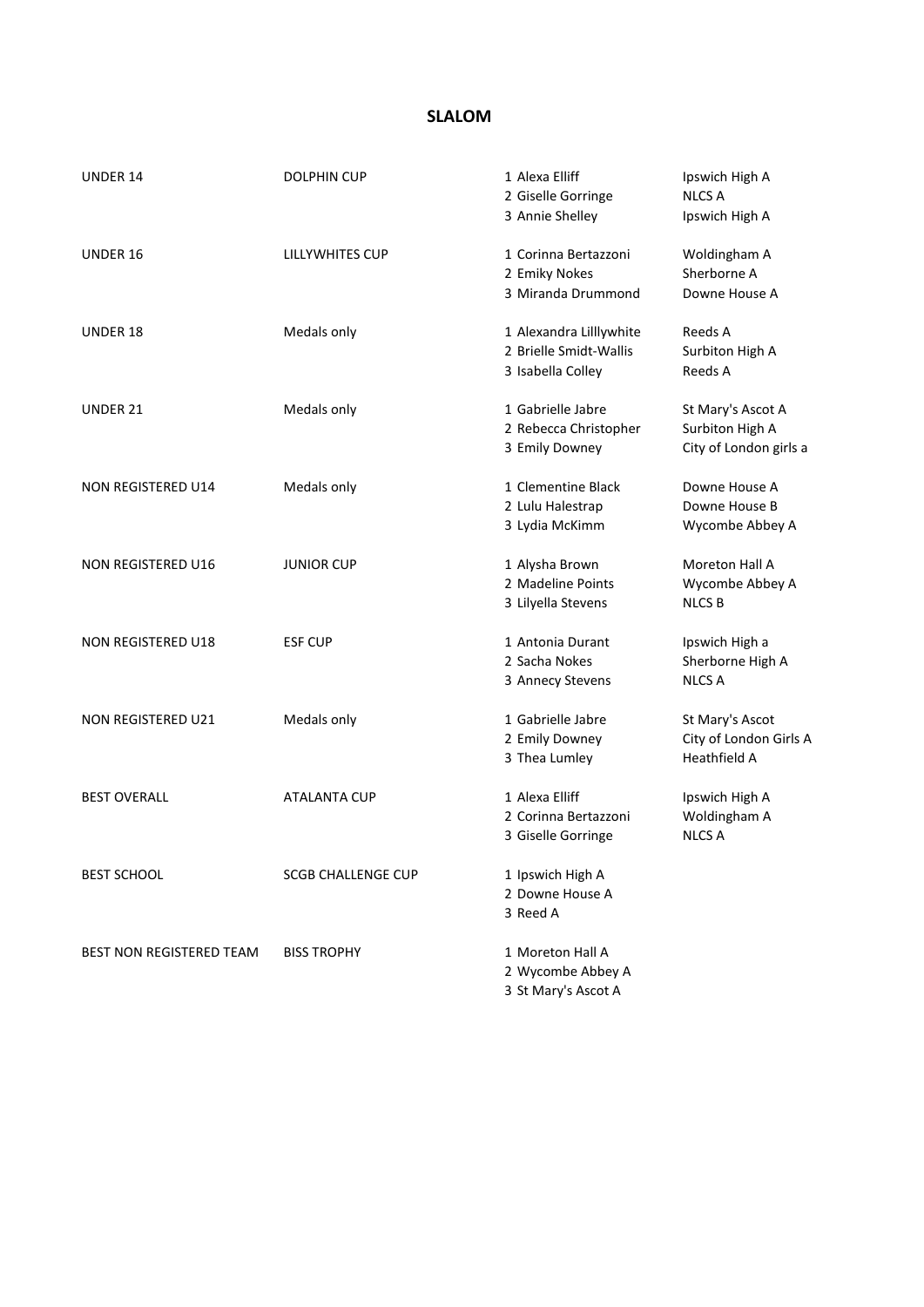# SLALOM

| Category | Award | Position | Name | School |
|---|---|---|---|---|
| UNDER 14 | DOLPHIN CUP | 1 | Alexa Elliff | Ipswich High A |
| | | 2 | Giselle Gorringe | NLCS A |
| | | 3 | Annie Shelley | Ipswich High A |
| UNDER 16 | LILLYWHITES CUP | 1 | Corinna Bertazzoni | Woldingham A |
| | | 2 | Emiky Nokes | Sherborne A |
| | | 3 | Miranda Drummond | Downe House A |
| UNDER 18 | Medals only | 1 | Alexandra Lilllywhite | Reeds A |
| | | 2 | Brielle Smidt-Wallis | Surbiton High A |
| | | 3 | Isabella Colley | Reeds A |
| UNDER 21 | Medals only | 1 | Gabrielle Jabre | St Mary's Ascot A |
| | | 2 | Rebecca Christopher | Surbiton High A |
| | | 3 | Emily Downey | City of London girls a |
| NON REGISTERED U14 | Medals only | 1 | Clementine Black | Downe House A |
| | | 2 | Lulu Halestrap | Downe House B |
| | | 3 | Lydia McKimm | Wycombe Abbey A |
| NON REGISTERED U16 | JUNIOR CUP | 1 | Alysha Brown | Moreton Hall A |
| | | 2 | Madeline Points | Wycombe Abbey A |
| | | 3 | Lilyella Stevens | NLCS B |
| NON REGISTERED U18 | ESF CUP | 1 | Antonia Durant | Ipswich High a |
| | | 2 | Sacha Nokes | Sherborne High A |
| | | 3 | Annecy Stevens | NLCS A |
| NON REGISTERED U21 | Medals only | 1 | Gabrielle Jabre | St Mary's Ascot |
| | | 2 | Emily Downey | City of London Girls A |
| | | 3 | Thea Lumley | Heathfield A |
| BEST OVERALL | ATALANTA CUP | 1 | Alexa Elliff | Ipswich High A |
| | | 2 | Corinna Bertazzoni | Woldingham A |
| | | 3 | Giselle Gorringe | NLCS A |
| BEST SCHOOL | SCGB CHALLENGE CUP | 1 | Ipswich High A | |
| | | 2 | Downe House A | |
| | | 3 | Reed A | |
| BEST NON REGISTERED TEAM | BISS TROPHY | 1 | Moreton Hall A | |
| | | 2 | Wycombe Abbey A | |
| | | 3 | St Mary's Ascot A | |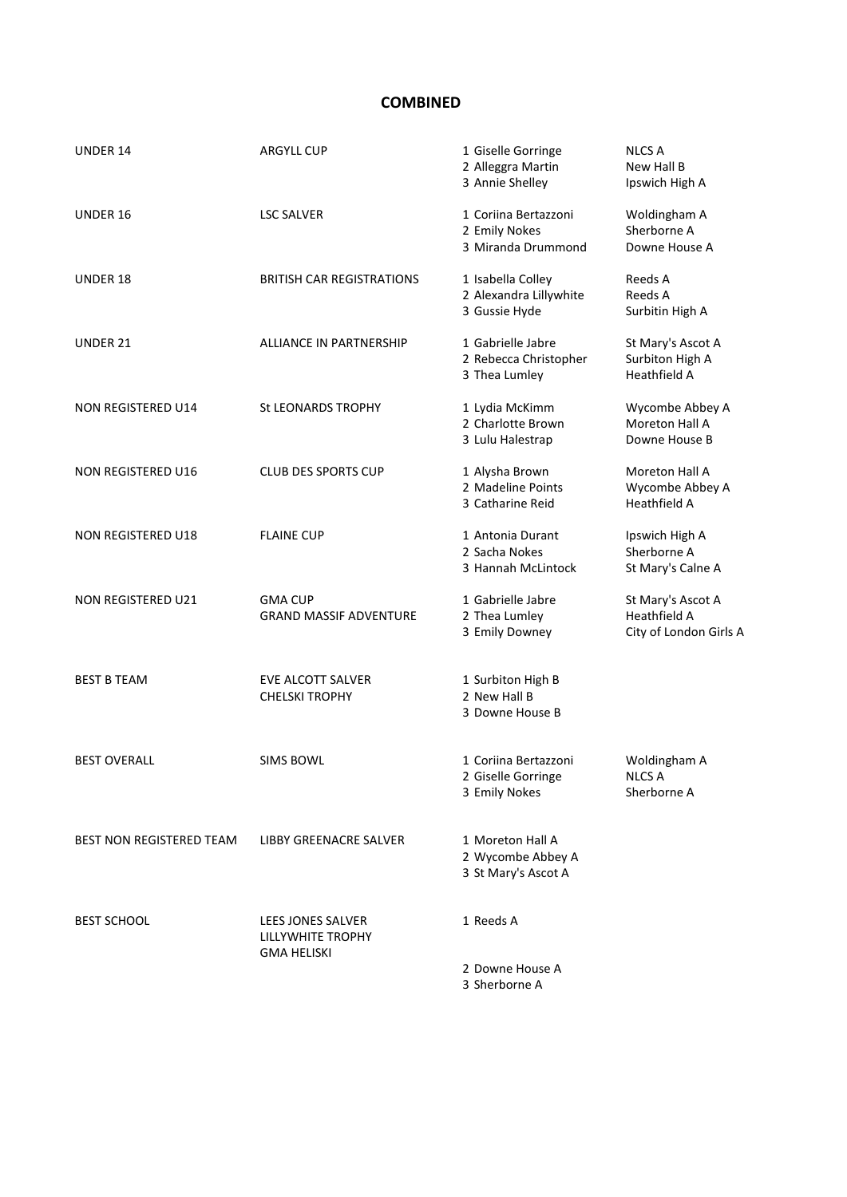## COMBINED

| Category | Trophy | Position / Name | School |
|---|---|---|---|
| UNDER 14 | ARGYLL CUP | 1 Giselle Gorringe | NLCS A |
| | | 2 Alleggra Martin | New Hall B |
| | | 3 Annie Shelley | Ipswich High A |
| UNDER 16 | LSC SALVER | 1 Coriina Bertazzoni | Woldingham A |
| | | 2 Emily Nokes | Sherborne A |
| | | 3 Miranda Drummond | Downe House A |
| UNDER 18 | BRITISH CAR REGISTRATIONS | 1 Isabella Colley | Reeds A |
| | | 2 Alexandra Lillywhite | Reeds A |
| | | 3 Gussie Hyde | Surbitin High A |
| UNDER 21 | ALLIANCE IN PARTNERSHIP | 1 Gabrielle Jabre | St Mary's Ascot A |
| | | 2 Rebecca Christopher | Surbiton High A |
| | | 3 Thea Lumley | Heathfield A |
| NON REGISTERED U14 | St LEONARDS TROPHY | 1 Lydia McKimm | Wycombe Abbey A |
| | | 2 Charlotte Brown | Moreton Hall A |
| | | 3 Lulu Halestrap | Downe House B |
| NON REGISTERED U16 | CLUB DES SPORTS CUP | 1 Alysha Brown | Moreton Hall A |
| | | 2 Madeline Points | Wycombe Abbey A |
| | | 3 Catharine Reid | Heathfield A |
| NON REGISTERED U18 | FLAINE CUP | 1 Antonia Durant | Ipswich High A |
| | | 2 Sacha Nokes | Sherborne A |
| | | 3 Hannah McLintock | St Mary's Calne A |
| NON REGISTERED U21 | GMA CUP | 1 Gabrielle Jabre | St Mary's Ascot A |
| | GRAND MASSIF ADVENTURE | 2 Thea Lumley | Heathfield A |
| | | 3 Emily Downey | City of London Girls A |
| BEST B TEAM | EVE ALCOTT SALVER | 1 Surbiton High B | |
| | CHELSKI TROPHY | 2 New Hall B | |
| | | 3 Downe House B | |
| BEST OVERALL | SIMS BOWL | 1 Coriina Bertazzoni | Woldingham A |
| | | 2 Giselle Gorringe | NLCS A |
| | | 3 Emily Nokes | Sherborne A |
| BEST NON REGISTERED TEAM | LIBBY GREENACRE SALVER | 1 Moreton Hall A | |
| | | 2 Wycombe Abbey A | |
| | | 3 St Mary's Ascot A | |
| BEST SCHOOL | LEES JONES SALVER | 1 Reeds A | |
| | LILLYWHITE TROPHY | | |
| | GMA HELISKI | | |
| | | 2 Downe House A | |
| | | 3 Sherborne A | |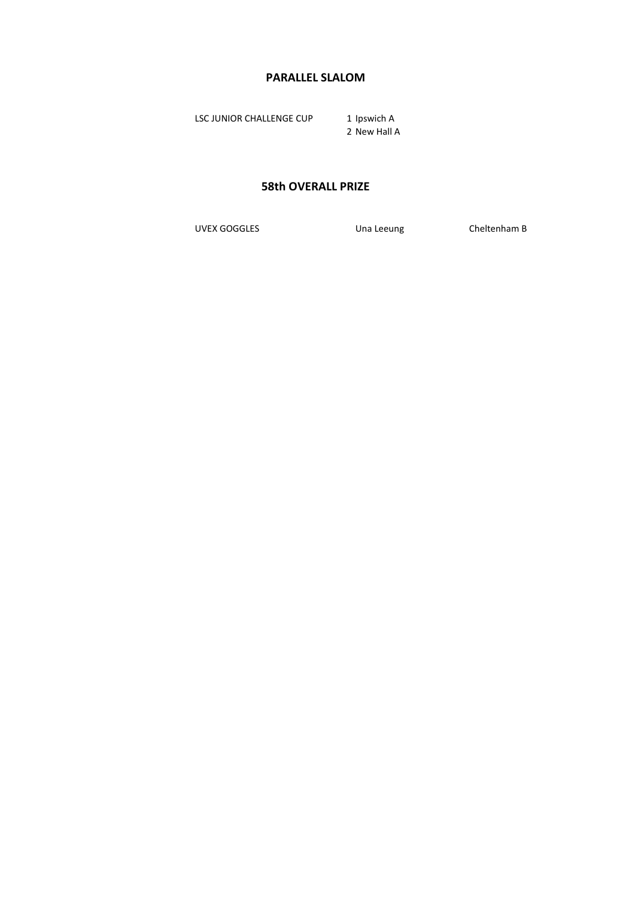## PARALLEL SLALOM

| | | |
|---|---|---|
| LSC JUNIOR CHALLENGE CUP | 1 | Ipswich A |
| | 2 | New Hall A |

## 58th OVERALL PRIZE

| | | |
|---|---|---|
| UVEX GOGGLES | Una Leeung | Cheltenham B |